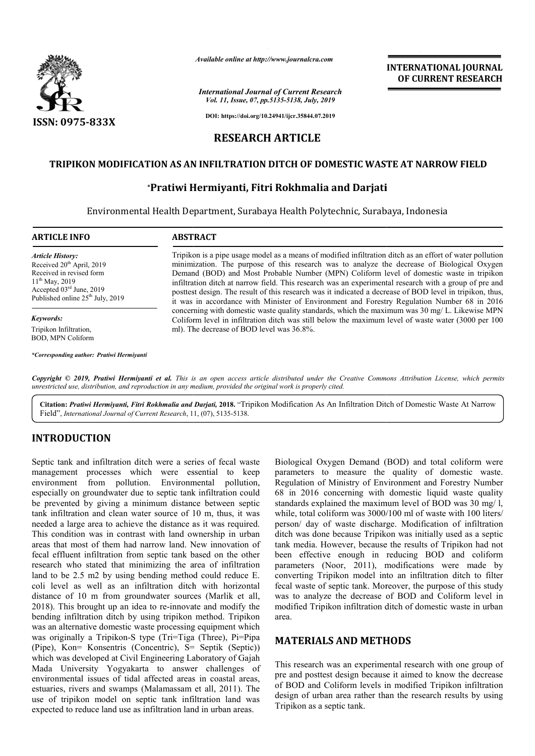*Available online at http://www.journalcra.com*

*International Journal of Current Research*
*Vol. 11, Issue, 07, pp.5135-5138, July, 2019*

**DOI: https://doi.org/10.24941/ijcr.35844.07.2019**

ISSN: 0975-833X

**INTERNATIONAL JOURNAL OF CURRENT RESEARCH**

# RESEARCH ARTICLE

# TRIPIKON MODIFICATION AS AN INFILTRATION DITCH OF DOMESTIC WASTE AT NARROW FIELD

**\*Pratiwi Hermiyanti, Fitri Rokhmalia and Darjati**

Environmental Health Department, Surabaya Health Polytechnic, Surabaya, Indonesia

## ARTICLE INFO

*Article History:*
Received 20th April, 2019
Received in revised form
11th May, 2019
Accepted 03rd June, 2019
Published online 25th July, 2019

*Keywords:*
Tripikon Infiltration,
BOD, MPN Coliform

*\*Corresponding author: Pratiwi Hermiyanti*

## ABSTRACT

Tripikon is a pipe usage model as a means of modified infiltration ditch as an effort of water pollution minimization. The purpose of this research was to analyze the decrease of Biological Oxygen Demand (BOD) and Most Probable Number (MPN) Coliform level of domestic waste in tripikon infiltration ditch at narrow field. This research was an experimental research with a group of pre and posttest design. The result of this research was it indicated a decrease of BOD level in tripikon, thus, it was in accordance with Minister of Environment and Forestry Regulation Number 68 in 2016 concerning with domestic waste quality standards, which the maximum was 30 mg/ L. Likewise MPN Coliform level in infiltration ditch was still below the maximum level of waste water (3000 per 100 ml). The decrease of BOD level was 36.8%.

**Copyright © 2019, Pratiwi Hermiyanti et al.** *This is an open access article distributed under the Creative Commons Attribution License, which permits unrestricted use, distribution, and reproduction in any medium, provided the original work is properly cited.*

**Citation:** ***Pratiwi Hermiyanti, Fitri Rokhmalia and Darjati,*** **2018.** "Tripikon Modification As An Infiltration Ditch of Domestic Waste At Narrow Field", *International Journal of Current Research*, 11, (07), 5135-5138.

## INTRODUCTION

Septic tank and infiltration ditch were a series of fecal waste management processes which were essential to keep environment from pollution. Environmental pollution, especially on groundwater due to septic tank infiltration could be prevented by giving a minimum distance between septic tank infiltration and clean water source of 10 m, thus, it was needed a large area to achieve the distance as it was required. This condition was in contrast with land ownership in urban areas that most of them had narrow land. New innovation of fecal effluent infiltration from septic tank based on the other research who stated that minimizing the area of infiltration land to be 2.5 m2 by using bending method could reduce E. coli level as well as an infiltration ditch with horizontal distance of 10 m from groundwater sources (Marlik et all, 2018). This brought up an idea to re-innovate and modify the bending infiltration ditch by using tripikon method. Tripikon was an alternative domestic waste processing equipment which was originally a Tripikon-S type (Tri=Tiga (Three), Pi=Pipa (Pipe), Kon= Konsentris (Concentric), S= Septik (Septic)) which was developed at Civil Engineering Laboratory of Gajah Mada University Yogyakarta to answer challenges of environmental issues of tidal affected areas in coastal areas, estuaries, rivers and swamps (Malamassam et all, 2011). The use of tripikon model on septic tank infiltration land was expected to reduce land use as infiltration land in urban areas.

Biological Oxygen Demand (BOD) and total coliform were parameters to measure the quality of domestic waste. Regulation of Ministry of Environment and Forestry Number 68 in 2016 concerning with domestic liquid waste quality standards explained the maximum level of BOD was 30 mg/ l, while, total coliform was 3000/100 ml of waste with 100 liters/ person/ day of waste discharge. Modification of infiltration ditch was done because Tripikon was initially used as a septic tank media. However, because the results of Tripikon had not been effective enough in reducing BOD and coliform parameters (Noor, 2011), modifications were made by converting Tripikon model into an infiltration ditch to filter fecal waste of septic tank. Moreover, the purpose of this study was to analyze the decrease of BOD and Coliform level in modified Tripikon infiltration ditch of domestic waste in urban area.

## MATERIALS AND METHODS

This research was an experimental research with one group of pre and posttest design because it aimed to know the decrease of BOD and Coliform levels in modified Tripikon infiltration design of urban area rather than the research results by using Tripikon as a septic tank.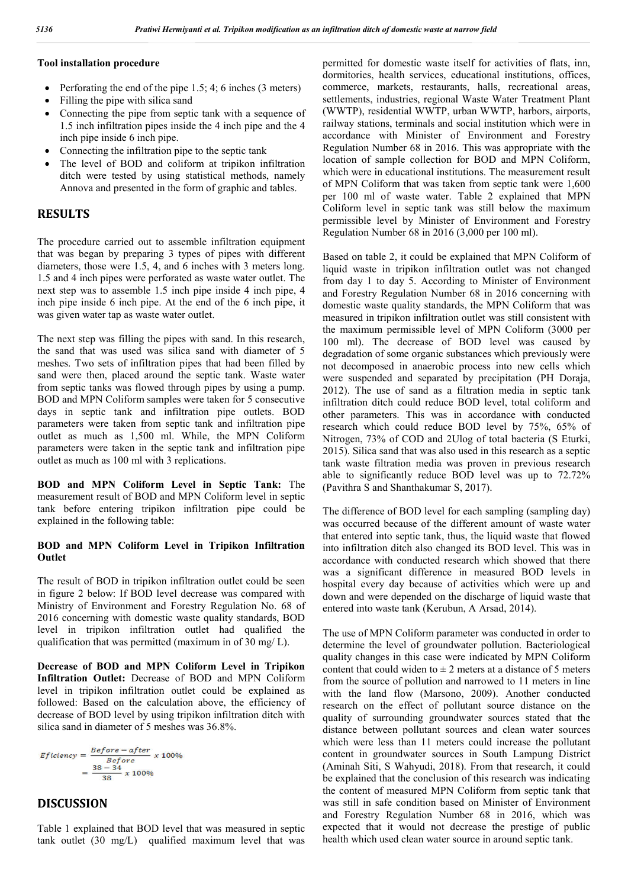**Tool installation procedure**

- Perforating the end of the pipe 1.5; 4; 6 inches (3 meters)
- Filling the pipe with silica sand
- Connecting the pipe from septic tank with a sequence of 1.5 inch infiltration pipes inside the 4 inch pipe and the 4 inch pipe inside 6 inch pipe.
- Connecting the infiltration pipe to the septic tank
- The level of BOD and coliform at tripikon infiltration ditch were tested by using statistical methods, namely Annova and presented in the form of graphic and tables.

## RESULTS

The procedure carried out to assemble infiltration equipment that was began by preparing 3 types of pipes with different diameters, those were 1.5, 4, and 6 inches with 3 meters long. 1.5 and 4 inch pipes were perforated as waste water outlet. The next step was to assemble 1.5 inch pipe inside 4 inch pipe, 4 inch pipe inside 6 inch pipe. At the end of the 6 inch pipe, it was given water tap as waste water outlet.

The next step was filling the pipes with sand. In this research, the sand that was used was silica sand with diameter of 5 meshes. Two sets of infiltration pipes that had been filled by sand were then, placed around the septic tank. Waste water from septic tanks was flowed through pipes by using a pump. BOD and MPN Coliform samples were taken for 5 consecutive days in septic tank and infiltration pipe outlets. BOD parameters were taken from septic tank and infiltration pipe outlet as much as 1,500 ml. While, the MPN Coliform parameters were taken in the septic tank and infiltration pipe outlet as much as 100 ml with 3 replications.

**BOD and MPN Coliform Level in Septic Tank:** The measurement result of BOD and MPN Coliform level in septic tank before entering tripikon infiltration pipe could be explained in the following table:

**BOD and MPN Coliform Level in Tripikon Infiltration Outlet**

The result of BOD in tripikon infiltration outlet could be seen in figure 2 below: If BOD level decrease was compared with Ministry of Environment and Forestry Regulation No. 68 of 2016 concerning with domestic waste quality standards, BOD level in tripikon infiltration outlet had qualified the qualification that was permitted (maximum in of 30 mg/ L).

**Decrease of BOD and MPN Coliform Level in Tripikon Infiltration Outlet:** Decrease of BOD and MPN Coliform level in tripikon infiltration outlet could be explained as followed: Based on the calculation above, the efficiency of decrease of BOD level by using tripikon infiltration ditch with silica sand in diameter of 5 meshes was 36.8%.

$$Eficiency = \frac{Before - after}{Before} \times 100\%$$
$$= \frac{38 - 34}{38} \times 100\%$$

## DISCUSSION

Table 1 explained that BOD level that was measured in septic tank outlet (30 mg/L) qualified maximum level that was permitted for domestic waste itself for activities of flats, inn, dormitories, health services, educational institutions, offices, commerce, markets, restaurants, halls, recreational areas, settlements, industries, regional Waste Water Treatment Plant (WWTP), residential WWTP, urban WWTP, harbors, airports, railway stations, terminals and social institution which were in accordance with Minister of Environment and Forestry Regulation Number 68 in 2016. This was appropriate with the location of sample collection for BOD and MPN Coliform, which were in educational institutions. The measurement result of MPN Coliform that was taken from septic tank were 1,600 per 100 ml of waste water. Table 2 explained that MPN Coliform level in septic tank was still below the maximum permissible level by Minister of Environment and Forestry Regulation Number 68 in 2016 (3,000 per 100 ml).

Based on table 2, it could be explained that MPN Coliform of liquid waste in tripikon infiltration outlet was not changed from day 1 to day 5. According to Minister of Environment and Forestry Regulation Number 68 in 2016 concerning with domestic waste quality standards, the MPN Coliform that was measured in tripikon infiltration outlet was still consistent with the maximum permissible level of MPN Coliform (3000 per 100 ml). The decrease of BOD level was caused by degradation of some organic substances which previously were not decomposed in anaerobic process into new cells which were suspended and separated by precipitation (PH Doraja, 2012). The use of sand as a filtration media in septic tank infiltration ditch could reduce BOD level, total coliform and other parameters. This was in accordance with conducted research which could reduce BOD level by 75%, 65% of Nitrogen, 73% of COD and 2Ulog of total bacteria (S Eturki, 2015). Silica sand that was also used in this research as a septic tank waste filtration media was proven in previous research able to significantly reduce BOD level was up to 72.72% (Pavithra S and Shanthakumar S, 2017).

The difference of BOD level for each sampling (sampling day) was occurred because of the different amount of waste water that entered into septic tank, thus, the liquid waste that flowed into infiltration ditch also changed its BOD level. This was in accordance with conducted research which showed that there was a significant difference in measured BOD levels in hospital every day because of activities which were up and down and were depended on the discharge of liquid waste that entered into waste tank (Kerubun, A Arsad, 2014).

The use of MPN Coliform parameter was conducted in order to determine the level of groundwater pollution. Bacteriological quality changes in this case were indicated by MPN Coliform content that could widen to ± 2 meters at a distance of 5 meters from the source of pollution and narrowed to 11 meters in line with the land flow (Marsono, 2009). Another conducted research on the effect of pollutant source distance on the quality of surrounding groundwater sources stated that the distance between pollutant sources and clean water sources which were less than 11 meters could increase the pollutant content in groundwater sources in South Lampung District (Aminah Siti, S Wahyudi, 2018). From that research, it could be explained that the conclusion of this research was indicating the content of measured MPN Coliform from septic tank that was still in safe condition based on Minister of Environment and Forestry Regulation Number 68 in 2016, which was expected that it would not decrease the prestige of public health which used clean water source in around septic tank.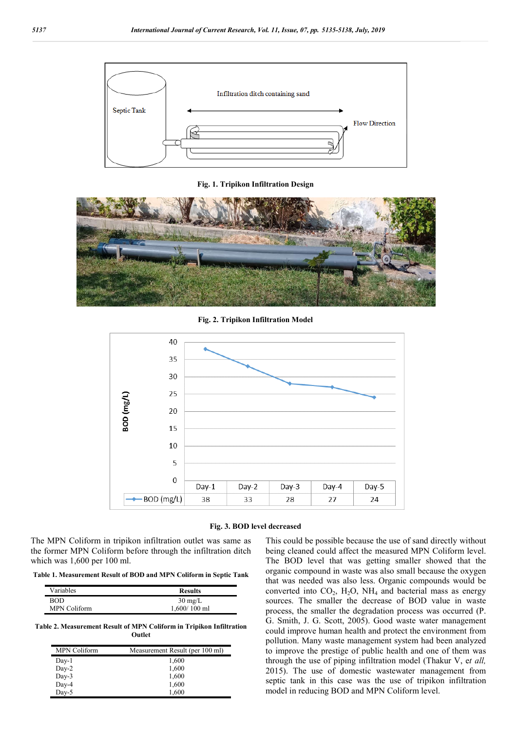Fig. 1. Tripikon Infiltration Design

Fig. 2. Tripikon Infiltration Model

Fig. 3. BOD level decreased

The MPN Coliform in tripikon infiltration outlet was same as the former MPN Coliform before through the infiltration ditch which was 1,600 per 100 ml.

**Table 1. Measurement Result of BOD and MPN Coliform in Septic Tank**

| Variables | Results |
|---|---|
| BOD | 30 mg/L |
| MPN Coliform | 1,600/ 100 ml |

**Table 2. Measurement Result of MPN Coliform in Tripikon Infiltration Outlet**

| MPN Coliform | Measurement Result (per 100 ml) |
|---|---|
| Day-1 | 1,600 |
| Day-2 | 1,600 |
| Day-3 | 1,600 |
| Day-4 | 1,600 |
| Day-5 | 1,600 |

This could be possible because the use of sand directly without being cleaned could affect the measured MPN Coliform level. The BOD level that was getting smaller showed that the organic compound in waste was also small because the oxygen that was needed was also less. Organic compounds would be converted into $CO_2$, $H_2O$, $NH_4$ and bacterial mass as energy sources. The smaller the decrease of BOD value in waste process, the smaller the degradation process was occurred (P. G. Smith, J. G. Scott, 2005). Good waste water management could improve human health and protect the environment from pollution. Many waste management system had been analyzed to improve the prestige of public health and one of them was through the use of piping infiltration model (Thakur V, e*t all,* 2015). The use of domestic wastewater management from septic tank in this case was the use of tripikon infiltration model in reducing BOD and MPN Coliform level.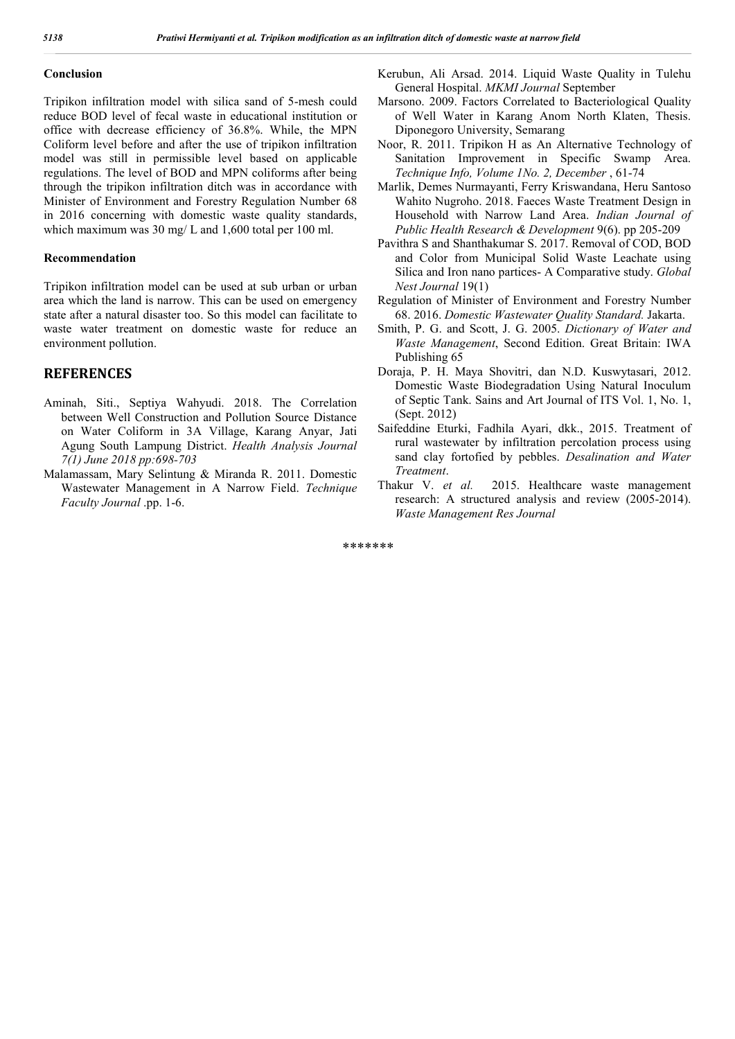## Conclusion

Tripikon infiltration model with silica sand of 5-mesh could reduce BOD level of fecal waste in educational institution or office with decrease efficiency of 36.8%. While, the MPN Coliform level before and after the use of tripikon infiltration model was still in permissible level based on applicable regulations. The level of BOD and MPN coliforms after being through the tripikon infiltration ditch was in accordance with Minister of Environment and Forestry Regulation Number 68 in 2016 concerning with domestic waste quality standards, which maximum was 30 mg/ L and 1,600 total per 100 ml.

## Recommendation

Tripikon infiltration model can be used at sub urban or urban area which the land is narrow. This can be used on emergency state after a natural disaster too. So this model can facilitate to waste water treatment on domestic waste for reduce an environment pollution.

## REFERENCES

Aminah, Siti., Septiya Wahyudi. 2018. The Correlation between Well Construction and Pollution Source Distance on Water Coliform in 3A Village, Karang Anyar, Jati Agung South Lampung District. *Health Analysis Journal 7(1) June 2018 pp:698-703*

Malamassam, Mary Selintung & Miranda R. 2011. Domestic Wastewater Management in A Narrow Field. *Technique Faculty Journal* .pp. 1-6.

Kerubun, Ali Arsad. 2014. Liquid Waste Quality in Tulehu General Hospital. *MKMI Journal* September

Marsono. 2009. Factors Correlated to Bacteriological Quality of Well Water in Karang Anom North Klaten, Thesis. Diponegoro University, Semarang

Noor, R. 2011. Tripikon H as An Alternative Technology of Sanitation Improvement in Specific Swamp Area. *Technique Info, Volume 1No. 2, December* , 61-74

Marlik, Demes Nurmayanti, Ferry Kriswandana, Heru Santoso Wahito Nugroho. 2018. Faeces Waste Treatment Design in Household with Narrow Land Area. *Indian Journal of Public Health Research & Development* 9(6). pp 205-209

Pavithra S and Shanthakumar S. 2017. Removal of COD, BOD and Color from Municipal Solid Waste Leachate using Silica and Iron nano partices- A Comparative study. *Global Nest Journal* 19(1)

Regulation of Minister of Environment and Forestry Number 68. 2016. *Domestic Wastewater Quality Standard.* Jakarta.

Smith, P. G. and Scott, J. G. 2005. *Dictionary of Water and Waste Management*, Second Edition. Great Britain: IWA Publishing 65

Doraja, P. H. Maya Shovitri, dan N.D. Kuswytasari, 2012. Domestic Waste Biodegradation Using Natural Inoculum of Septic Tank. Sains and Art Journal of ITS Vol. 1, No. 1, (Sept. 2012)

Saifeddine Eturki, Fadhila Ayari, dkk., 2015. Treatment of rural wastewater by infiltration percolation process using sand clay fortofied by pebbles. *Desalination and Water Treatment*.

Thakur V. *et al.* 2015. Healthcare waste management research: A structured analysis and review (2005-2014). *Waste Management Res Journal*

*******